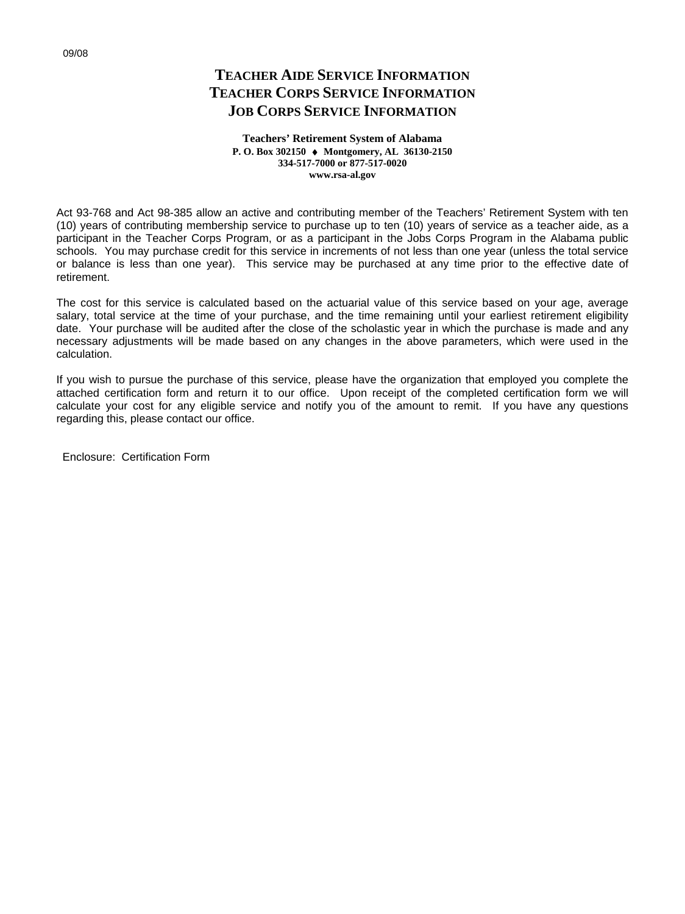09/08

# TEACHER AIDE SERVICE INFORMATION
# TEACHER CORPS SERVICE INFORMATION
# JOB CORPS SERVICE INFORMATION

**Teachers' Retirement System of Alabama**
**P. O. Box 302150 ♦ Montgomery, AL 36130-2150**
**334-517-7000 or 877-517-0020**
**www.rsa-al.gov**

Act 93-768 and Act 98-385 allow an active and contributing member of the Teachers' Retirement System with ten (10) years of contributing membership service to purchase up to ten (10) years of service as a teacher aide, as a participant in the Teacher Corps Program, or as a participant in the Jobs Corps Program in the Alabama public schools. You may purchase credit for this service in increments of not less than one year (unless the total service or balance is less than one year). This service may be purchased at any time prior to the effective date of retirement.

The cost for this service is calculated based on the actuarial value of this service based on your age, average salary, total service at the time of your purchase, and the time remaining until your earliest retirement eligibility date. Your purchase will be audited after the close of the scholastic year in which the purchase is made and any necessary adjustments will be made based on any changes in the above parameters, which were used in the calculation.

If you wish to pursue the purchase of this service, please have the organization that employed you complete the attached certification form and return it to our office. Upon receipt of the completed certification form we will calculate your cost for any eligible service and notify you of the amount to remit. If you have any questions regarding this, please contact our office.

Enclosure: Certification Form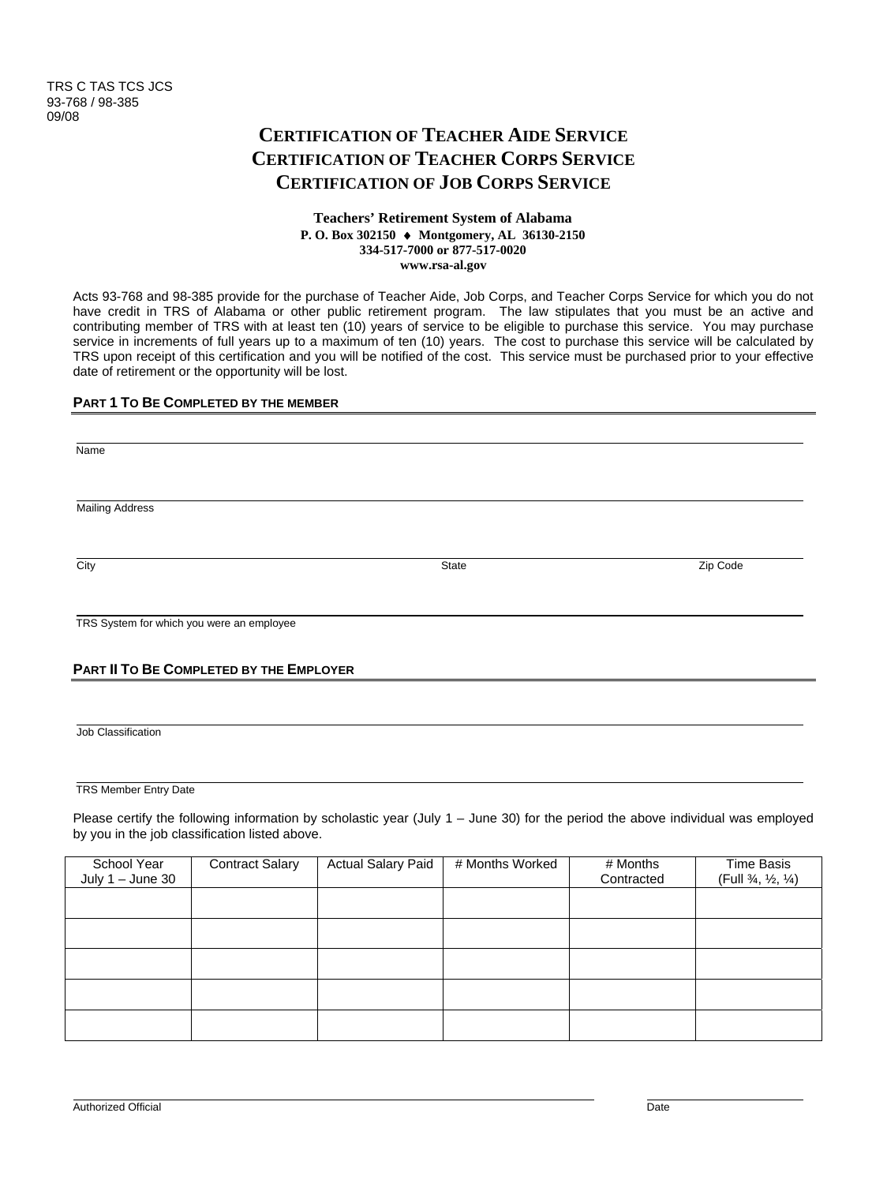TRS C TAS TCS JCS
93-768 / 98-385
09/08

# CERTIFICATION OF TEACHER AIDE SERVICE
# CERTIFICATION OF TEACHER CORPS SERVICE
# CERTIFICATION OF JOB CORPS SERVICE

**Teachers' Retirement System of Alabama**
**P. O. Box 302150 ♦ Montgomery, AL 36130-2150**
**334-517-7000 or 877-517-0020**
**www.rsa-al.gov**

Acts 93-768 and 98-385 provide for the purchase of Teacher Aide, Job Corps, and Teacher Corps Service for which you do not have credit in TRS of Alabama or other public retirement program. The law stipulates that you must be an active and contributing member of TRS with at least ten (10) years of service to be eligible to purchase this service. You may purchase service in increments of full years up to a maximum of ten (10) years. The cost to purchase this service will be calculated by TRS upon receipt of this certification and you will be notified of the cost. This service must be purchased prior to your effective date of retirement or the opportunity will be lost.

## PART 1 TO BE COMPLETED BY THE MEMBER

Name

Mailing Address

City State Zip Code

TRS System for which you were an employee

## PART II TO BE COMPLETED BY THE EMPLOYER

Job Classification

TRS Member Entry Date

Please certify the following information by scholastic year (July 1 – June 30) for the period the above individual was employed by you in the job classification listed above.

| School Year July 1 – June 30 | Contract Salary | Actual Salary Paid | # Months Worked | # Months Contracted | Time Basis (Full ¾, ½, ¼) |
|---|---|---|---|---|---|
| | | | | | |
| | | | | | |
| | | | | | |
| | | | | | |
| | | | | | |

Authorized Official Date